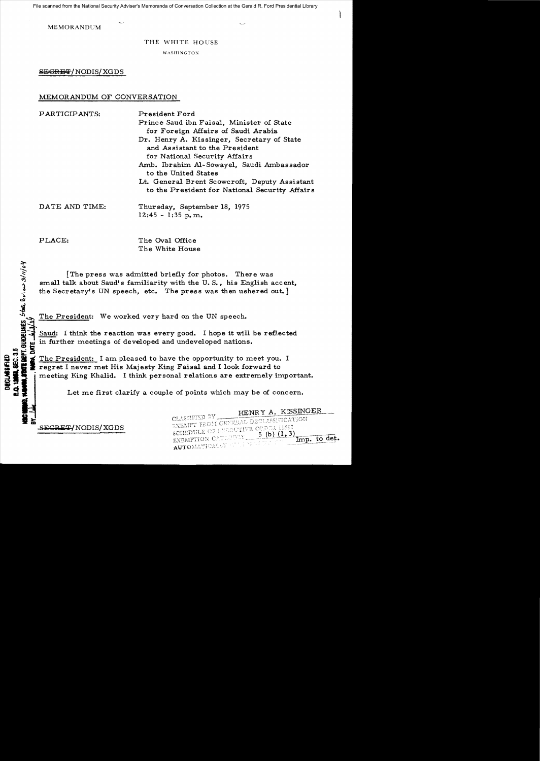MEMORANDUM

THE WHITE HOUSE

WASHINGTON

~~SECRET~~/NODIS/XGDS

MEMORANDUM OF CONVERSATION

| | |
|---|---|
| PARTICIPANTS: | President Ford |
| | Prince Saud ibn Faisal, Minister of State for Foreign Affairs of Saudi Arabia |
| | Dr. Henry A. Kissinger, Secretary of State and Assistant to the President for National Security Affairs |
| | Amb. Ibrahim Al-Sowayel, Saudi Ambassador to the United States |
| | Lt. General Brent Scowcroft, Deputy Assistant to the President for National Security Affairs |
| DATE AND TIME: | Thursday, September 18, 1975 |
| | 12:45 - 1:35 p.m. |
| PLACE: | The Oval Office |
| | The White House |

[The press was admitted briefly for photos. There was small talk about Saud's familiarity with the U.S., his English accent, the Secretary's UN speech, etc. The press was then ushered out.]

The President: We worked very hard on the UN speech.

Saud: I think the reaction was every good. I hope it will be reflected in further meetings of developed and undeveloped nations.

The President: I am pleased to have the opportunity to meet you. I regret I never met His Majesty King Faisal and I look forward to meeting King Khalid. I think personal relations are extremely important.

Let me first clarify a couple of points which may be of concern.

~~SECRET~~/NODIS/XGDS

CLASSIFIED BY HENRY A. KISSINGER
EXEMPT FROM GENERAL DECLASSIFICATION SCHEDULE OF EXECUTIVE ORDER 11652
EXEMPTION CATEGORY 5 (b) (1, 3)
AUTOMATICALLY DECLASSIFIED ON Imp. to det.

DECLASSIFIED
E.O. 12958, SEC. 3.5
NSC MEMO, 11/24/98, STATE DEPT. GUIDELINES, State Review 3/11/04
BY ___, NARA, DATE 6/3/04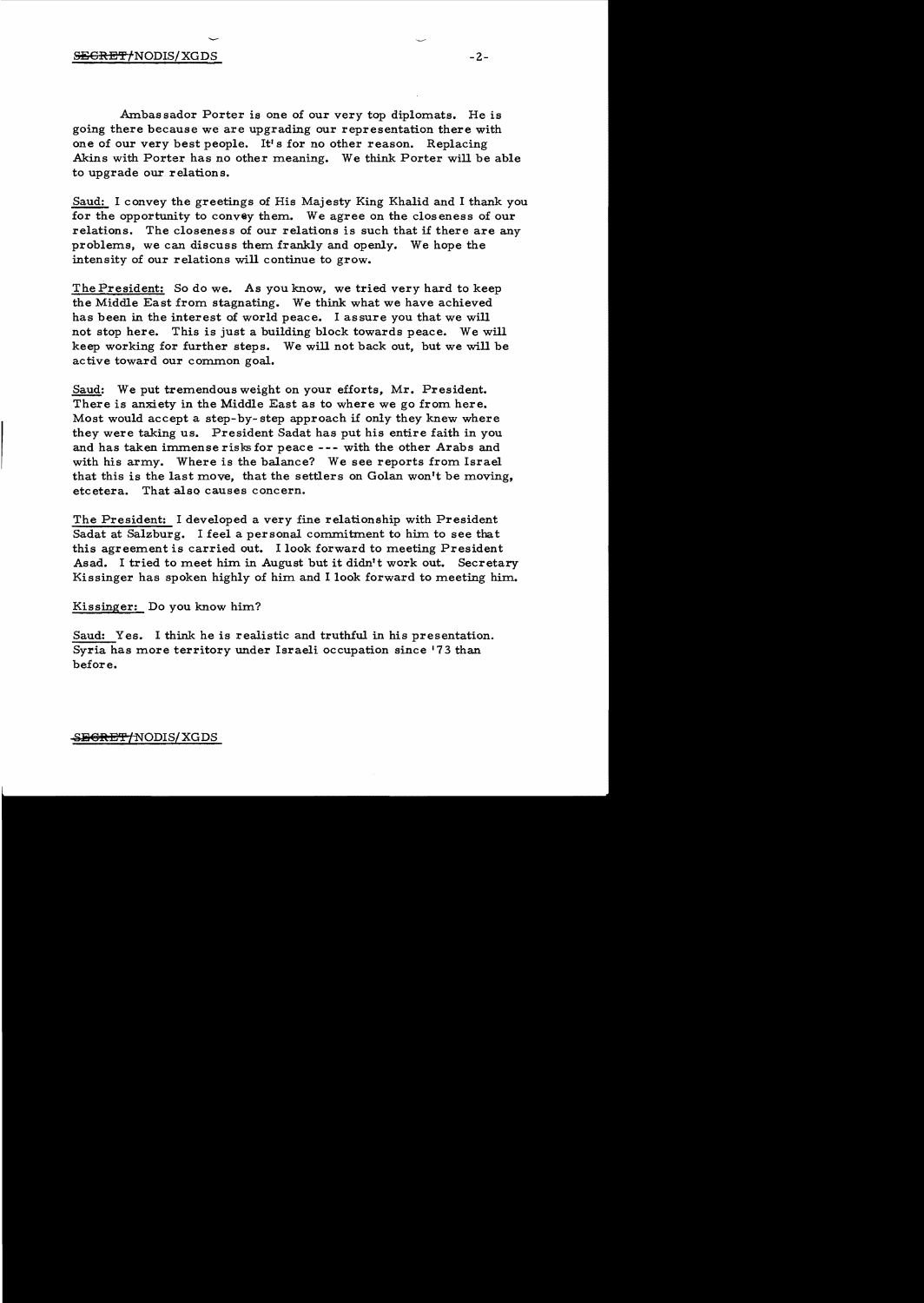Ambassador Porter is one of our very top diplomats. He is going there because we are upgrading our representation there with one of our very best people. It's for no other reason. Replacing Akins with Porter has no other meaning. We think Porter will be able to upgrade our relations.

Saud: I convey the greetings of His Majesty King Khalid and I thank you for the opportunity to convey them. We agree on the closeness of our relations. The closeness of our relations is such that if there are any problems, we can discuss them frankly and openly. We hope the intensity of our relations will continue to grow.

The President: So do we. As you know, we tried very hard to keep the Middle East from stagnating. We think what we have achieved has been in the interest of world peace. I assure you that we will not stop here. This is just a building block towards peace. We will keep working for further steps. We will not back out, but we will be active toward our common goal.

Saud: We put tremendous weight on your efforts, Mr. President. There is anxiety in the Middle East as to where we go from here. Most would accept a step-by-step approach if only they knew where they were taking us. President Sadat has put his entire faith in you and has taken immense risks for peace --- with the other Arabs and with his army. Where is the balance? We see reports from Israel that this is the last move, that the settlers on Golan won't be moving, etcetera. That also causes concern.

The President: I developed a very fine relationship with President Sadat at Salzburg. I feel a personal commitment to him to see that this agreement is carried out. I look forward to meeting President Asad. I tried to meet him in August but it didn't work out. Secretary Kissinger has spoken highly of him and I look forward to meeting him.

Kissinger: Do you know him?

Saud: Yes. I think he is realistic and truthful in his presentation. Syria has more territory under Israeli occupation since '73 than before.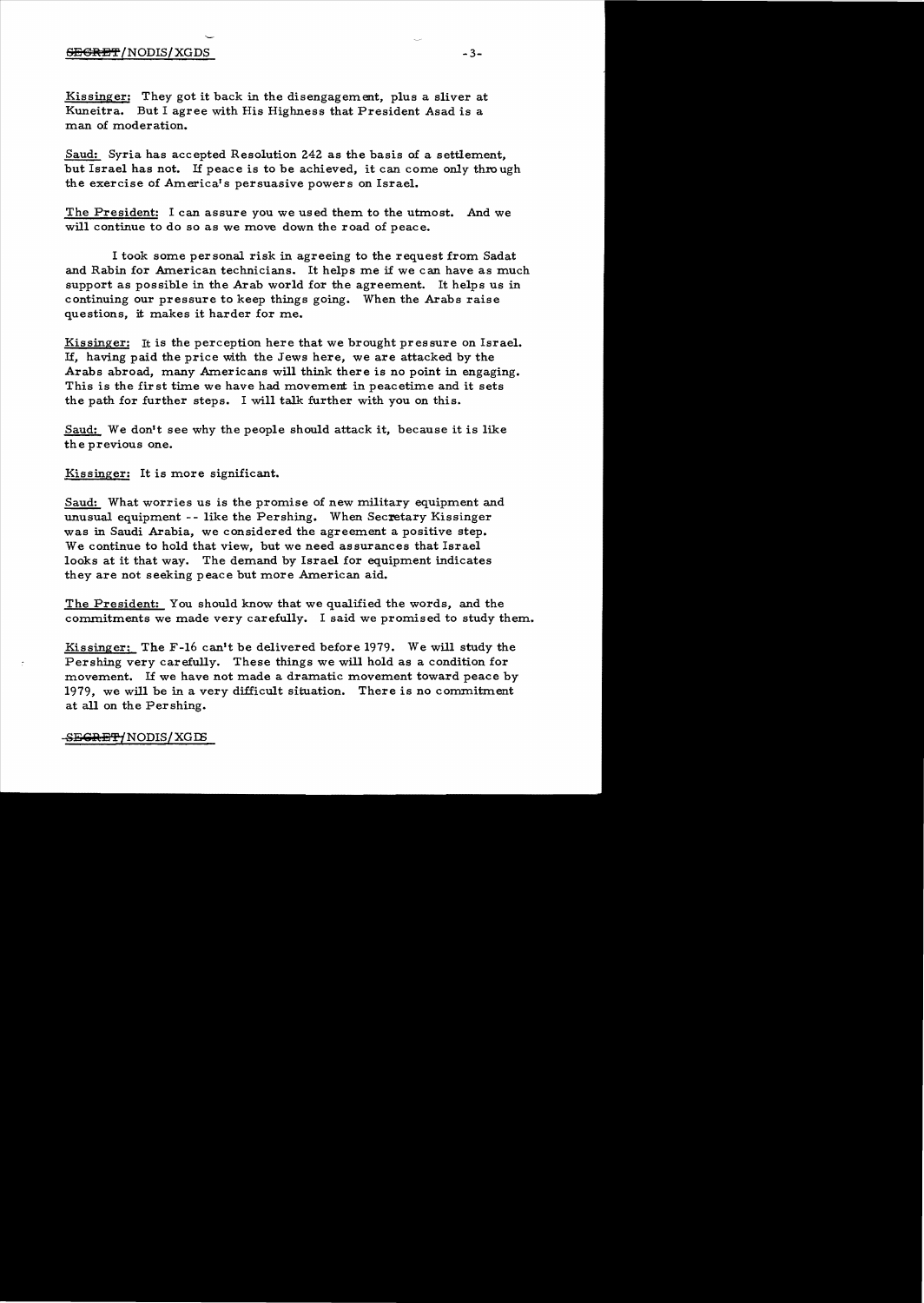Kissinger: They got it back in the disengagement, plus a sliver at Kuneitra. But I agree with His Highness that President Asad is a man of moderation.

Saud: Syria has accepted Resolution 242 as the basis of a settlement, but Israel has not. If peace is to be achieved, it can come only through the exercise of America's persuasive powers on Israel.

The President: I can assure you we used them to the utmost. And we will continue to do so as we move down the road of peace.

I took some personal risk in agreeing to the request from Sadat and Rabin for American technicians. It helps me if we can have as much support as possible in the Arab world for the agreement. It helps us in continuing our pressure to keep things going. When the Arabs raise questions, it makes it harder for me.

Kissinger: It is the perception here that we brought pressure on Israel. If, having paid the price with the Jews here, we are attacked by the Arabs abroad, many Americans will think there is no point in engaging. This is the first time we have had movement in peacetime and it sets the path for further steps. I will talk further with you on this.

Saud: We don't see why the people should attack it, because it is like the previous one.

Kissinger: It is more significant.

Saud: What worries us is the promise of new military equipment and unusual equipment -- like the Pershing. When Secretary Kissinger was in Saudi Arabia, we considered the agreement a positive step. We continue to hold that view, but we need assurances that Israel looks at it that way. The demand by Israel for equipment indicates they are not seeking peace but more American aid.

The President: You should know that we qualified the words, and the commitments we made very carefully. I said we promised to study them.

Kissinger: The F-16 can't be delivered before 1979. We will study the Pershing very carefully. These things we will hold as a condition for movement. If we have not made a dramatic movement toward peace by 1979, we will be in a very difficult situation. There is no commitment at all on the Pershing.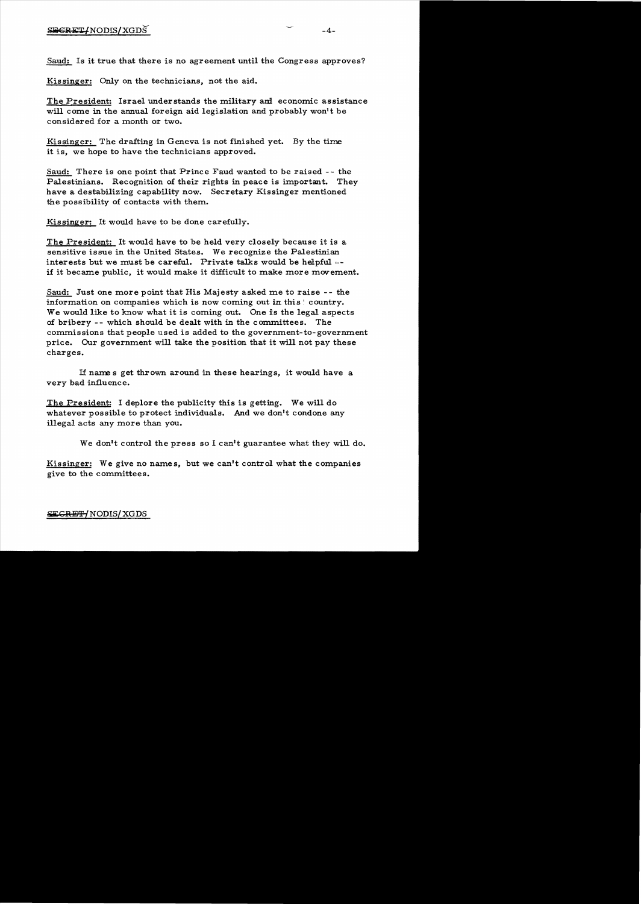**Saud:** Is it true that there is no agreement until the Congress approves?

**Kissinger:** Only on the technicians, not the aid.

**The President:** Israel understands the military and economic assistance will come in the annual foreign aid legislation and probably won't be considered for a month or two.

**Kissinger:** The drafting in Geneva is not finished yet. By the time it is, we hope to have the technicians approved.

**Saud:** There is one point that Prince Faud wanted to be raised -- the Palestinians. Recognition of their rights in peace is important. They have a destabilizing capability now. Secretary Kissinger mentioned the possibility of contacts with them.

**Kissinger:** It would have to be done carefully.

**The President:** It would have to be held very closely because it is a sensitive issue in the United States. We recognize the Palestinian interests but we must be careful. Private talks would be helpful -- if it became public, it would make it difficult to make more movement.

**Saud:** Just one more point that His Majesty asked me to raise -- the information on companies which is now coming out in this country. We would like to know what it is coming out. One is the legal aspects of bribery -- which should be dealt with in the committees. The commissions that people used is added to the government-to-government price. Our government will take the position that it will not pay these charges.

If names get thrown around in these hearings, it would have a very bad influence.

**The President:** I deplore the publicity this is getting. We will do whatever possible to protect individuals. And we don't condone any illegal acts any more than you.

We don't control the press so I can't guarantee what they will do.

**Kissinger:** We give no names, but we can't control what the companies give to the committees.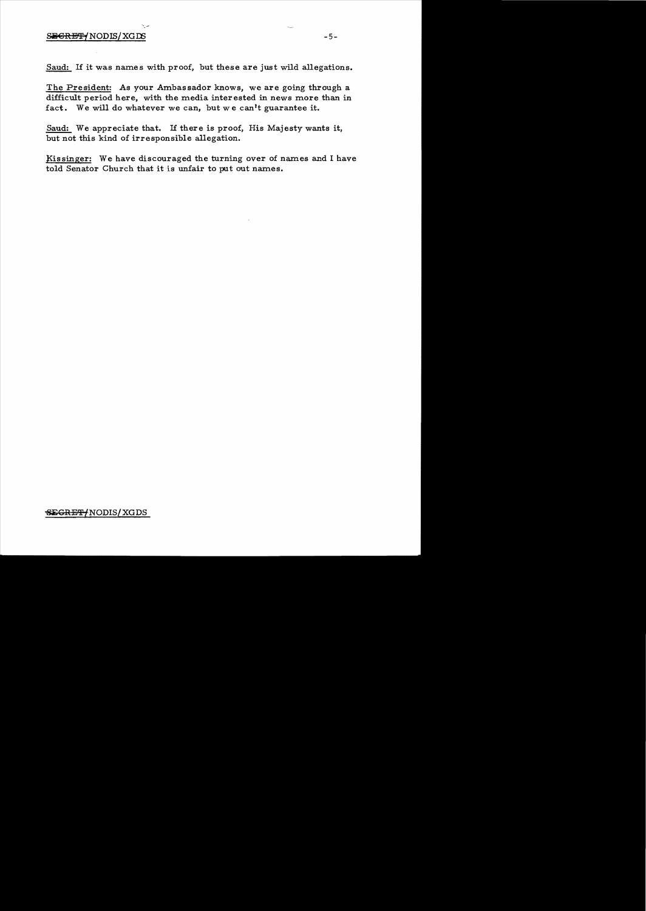Saud: If it was names with proof, but these are just wild allegations.

The President: As your Ambassador knows, we are going through a difficult period here, with the media interested in news more than in fact. We will do whatever we can, but we can't guarantee it.

Saud: We appreciate that. If there is proof, His Majesty wants it, but not this kind of irresponsible allegation.

Kissinger: We have discouraged the turning over of names and I have told Senator Church that it is unfair to put out names.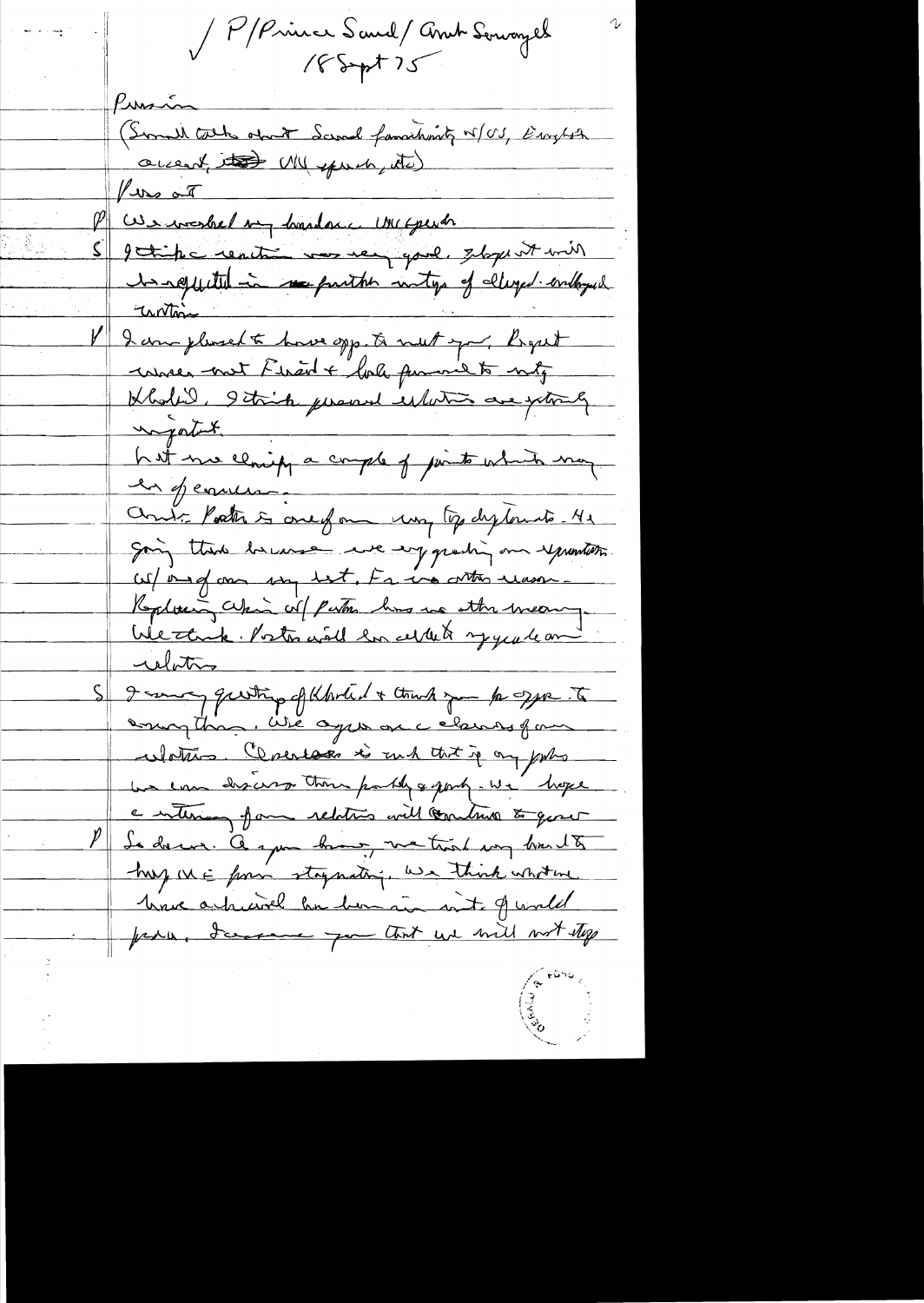P/Prince Saud/Amb Sowayel
18 Sept 75

Press in

(Small talk about Saud familiarity w/ US, English accent, ~~illegible~~ UN speech, etc)

Press out

P We watched my handsome UN speech

S I think reaction was very good. I hope it will be reflected in further meetings of Arab-Israeli world.

P I am pleased to have opp. to meet you. Regret never met Faisal + look forward to mtg Khalid. I think personal relations are extremely important.

Let me clarify a couple of points which may be of concern.

Amb. Porter is one of our very top diplomats. He going there because we very greatly our relations w/ one of our very best. For no other reason. Replacing Akins w/ Porter has no other meaning. We think Porter will be able to upgrade our relations

S I convey greetings of Khalid + thank you for opp. to say this. We agree on close nature of our relations. Closeness is such that if any probs we can discuss them frankly + openly. We hope a strong form relations will continue to grow

P So do we. As you know, we tried very hard to keep ME from stagnating. We think what we have achieved has been in interest of world peace. I assure you that we will not stop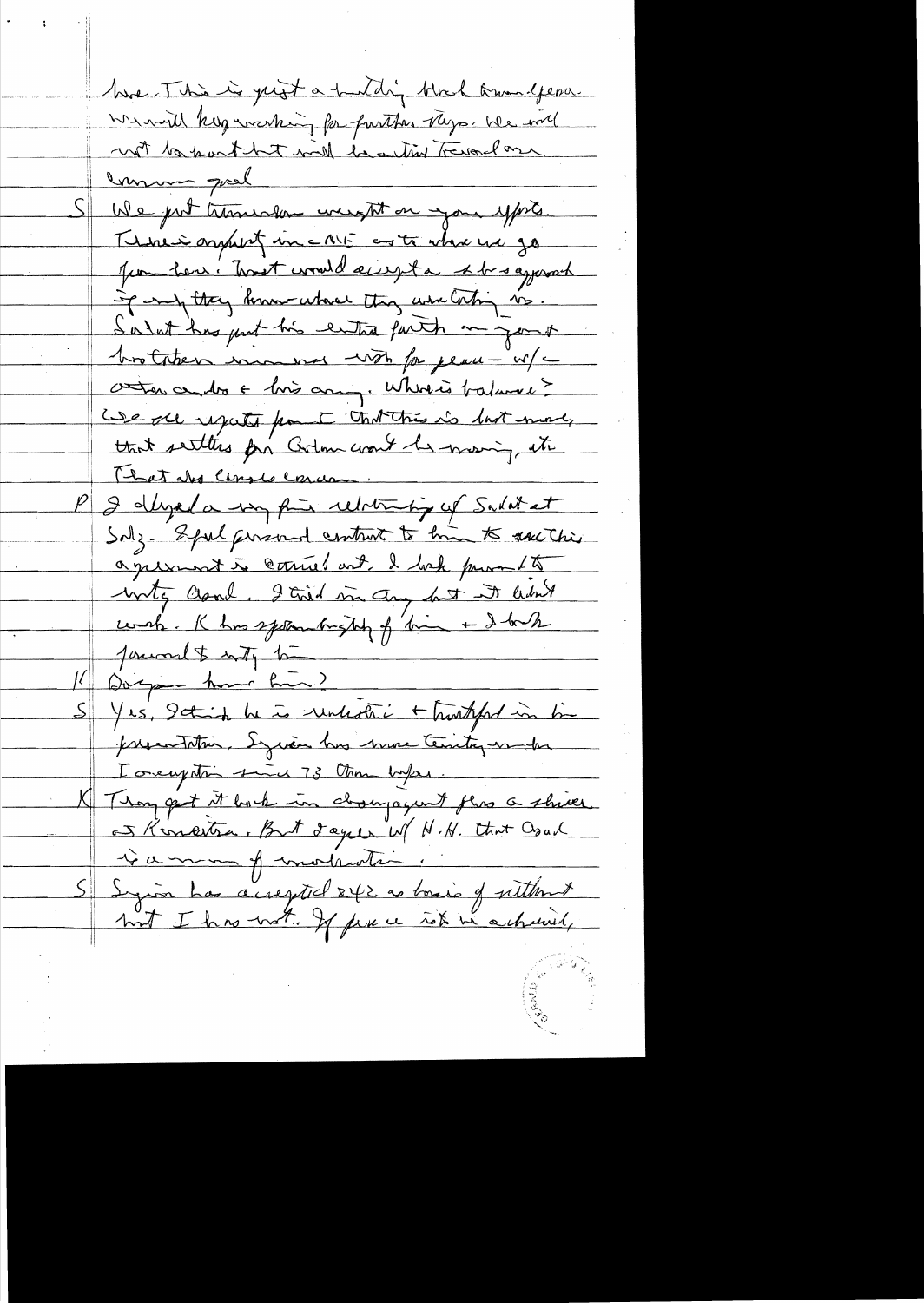have. This is just a holding block toward Geneva. We will keep working for further steps. We will not be hard but will be active toward one common goal.

S We put tremendous weight on your efforts. There is anxiety in the ME as to where we go from here. What would accept a step-by-step approach if only they knew where they were taking us. Sadat has put his entire faith in you & brother in mind - wish for peace - w/o other cards & his army. Where is balance? We see reports from I that this is last move, that settles for Golan won't be moving, etc. That also causes concern.

P I delayed a very fine relationship w/ Sadat at Salz. I feel personal contact to him to see this agreement is carried out. I look forward to meeting Asad. I tried in any but it didn't work. K has spoken highly of him & I look forward to meeting him.

K Do you know him?

S Yes, I think he is realistic & truthful in his presentation. Syria has more territory under I occupation since 73 than before.

K They got it back in changing flow a shiver at Kuneitra. But I agree w/ H.H. that Asad is a man of moderation.

S Syria has accepted 242 as basis of settlement but I has not. If peace is to be achieved,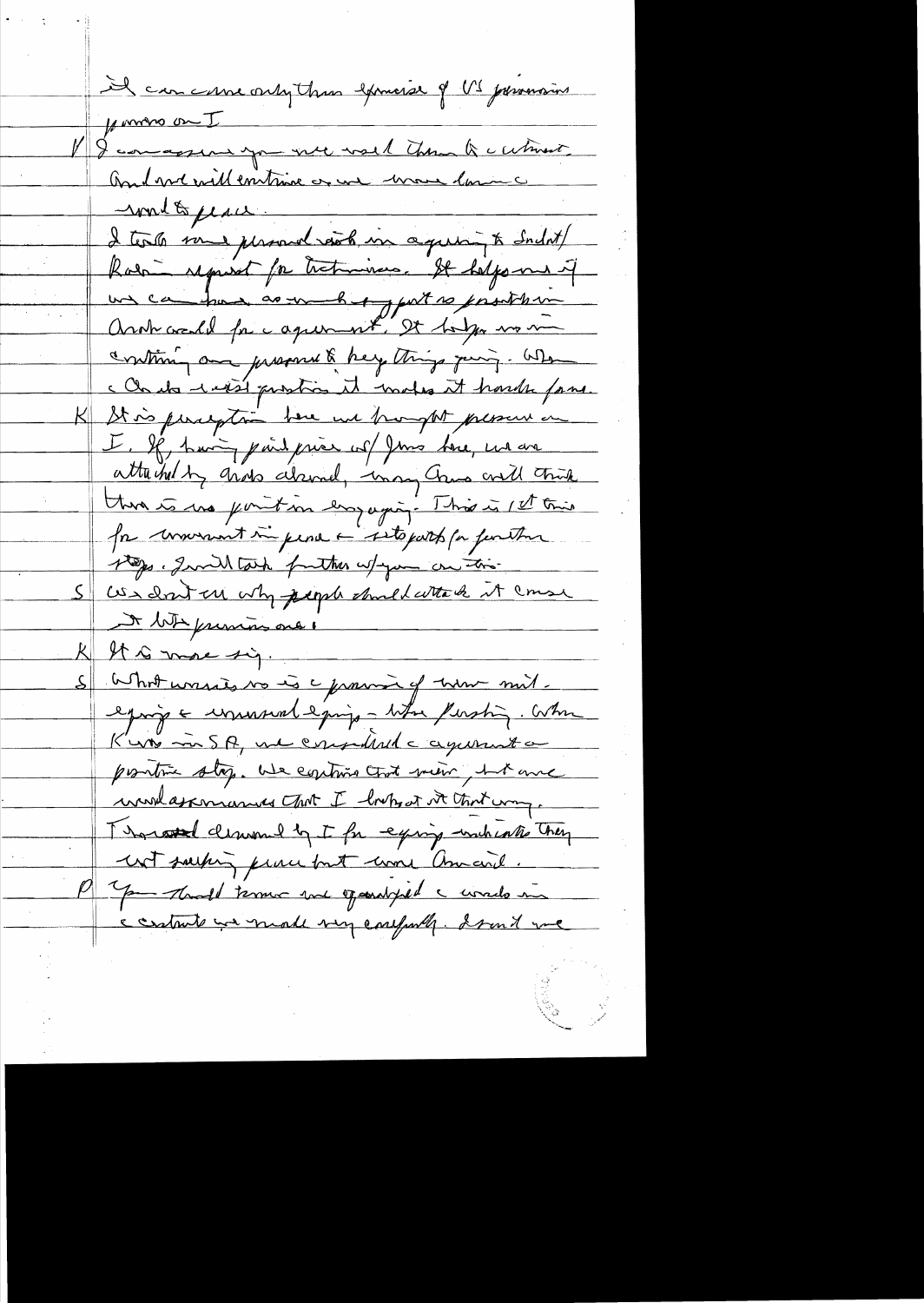It can come only thru exercise of US persuasion pressure on I

V | I can assure you we will work thru to c utmost. And we will continue as we move toward world to peace.

I took some personal risk in agreeing to Sadat/Rabin request for technicians. It helps me if we can have as much support as possible in Arab world for c agreement. It helps us in continuing our pressure & keep things going. When c Arabs c exist position it makes it harder for us.

K | It is perception here we brought pressure on I. If, having paid price w/ Jews here, we are attacked by Arabs abroad, many Ams will think there is no point in engaging. This is 1st time for movement in peace & sets path for further steps. I will talk further w/ you on this.

S | We don't see why people should attack it cause it was promising one.

K | It is more sig.

S | What worries us is c provision of non-mil. equip & unusual equip – like Pershing. When K was in SA, we considered c agreement a positive step. We continue that view, but are worried assurances that I looked at it that way. The recent demand by I for equip indicate they not seeking peace but more Arab land.

P | You should know we [spent] c words in c contracts we made very carefully. I can't use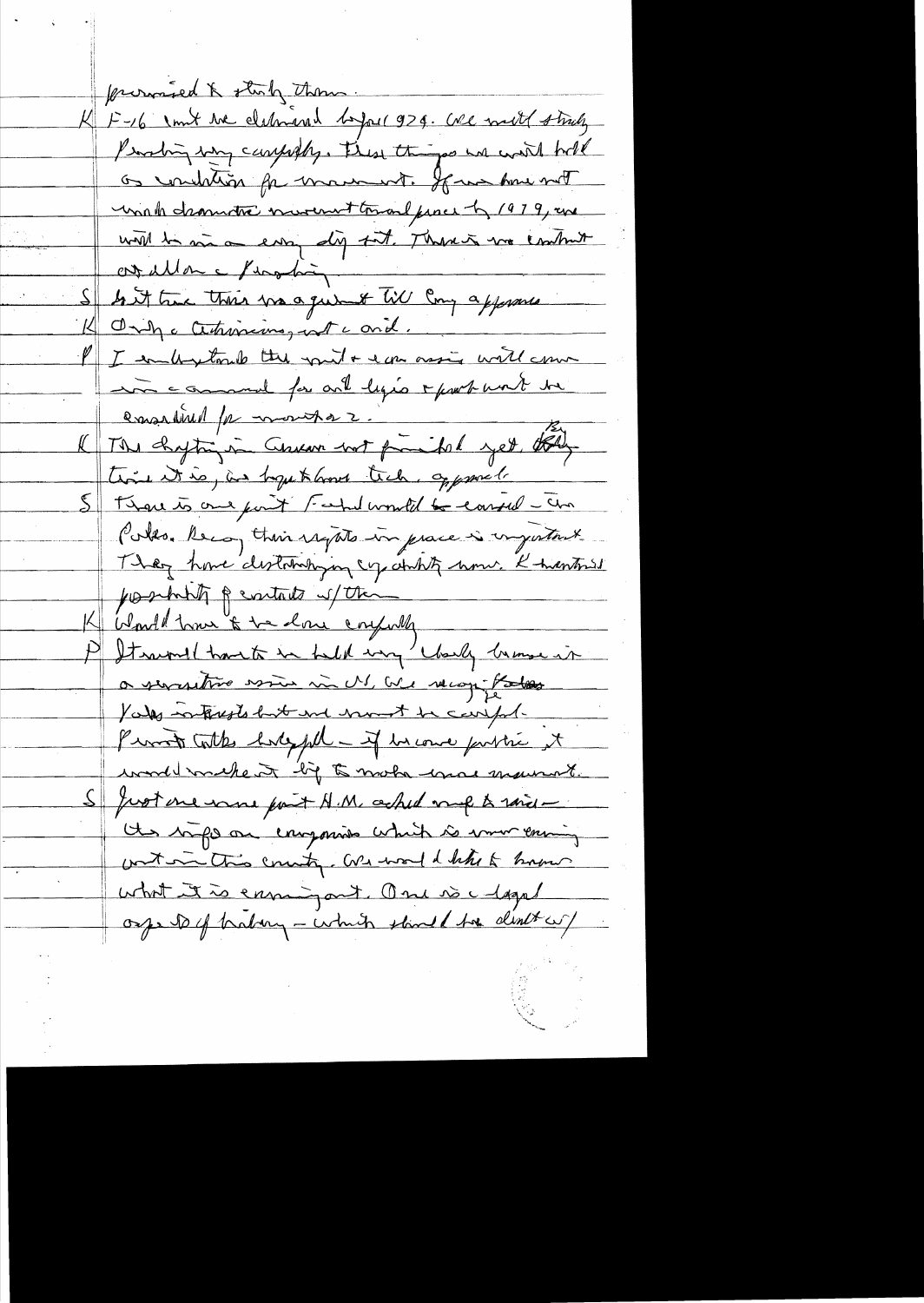promised to study them.

K F-16 can't be delivered before 1979. We will study Pershing very carefully. These things we will hold as condition for movement. If we have not made dramatic movement toward peace by 1979, we will be in an easy dip [?] spot. There is no contract at all on Pershing.

S Is it true there was a quid pro quo for Lavi [?] approval

K Only a technicians, not a quid.

P I understand the quid & can assure will come in a [?] for aid legis & part won't be considered for months or 2.

K The fighting in Lebanon not finished yet. [By] time it is, we hope to have tech. approval

S There is one point I would be careful — the Pales. Recog their rights in peace is important. They have diplomatic capability now. K mentioned possibility of contacts w/them

K Would have to be done carefully

P It would have to be held very closely because it a sensitive issue in US. We recognize Pales interests but we must be careful. Private talks helpful — if become public it would make it difficult to make more movement.

S Just one more point H.M. asked me to raise — the info on companies which is now coming out in this country. We would like to know what it is covering. One is a legal aspect of bribery — which should be dealt w/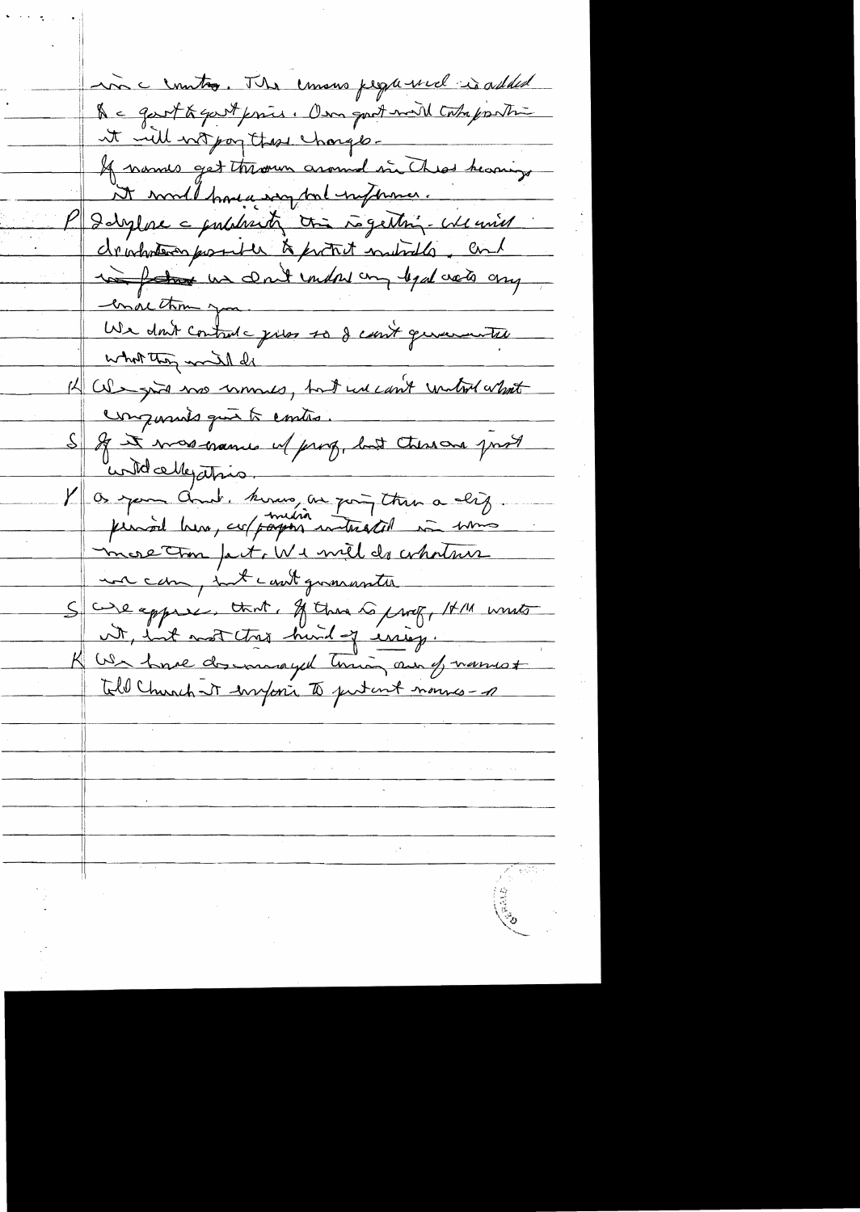in a country. The means [illegible] is added to a govt to govt price. Our govt will take position it will not pay these charges.

If names get thrown around in these hearings it would have a very bad influence.

P I deplore the publicity this is getting. We will do whatever possible to protect individuals. And in future we don't condone any illegal acts any more than you.

We don't control the press so I can't guarantee what they will do.

K We gave no names, but we can't control what companies give to Congress.

S If it was names w/ proof, but these are just wild allegations.

Y As you don't know, are going thru a difficult period here, w/ media/papers interested in news more than fact. We will do whatever we can, but can't guarantee.

S We appreciate that. If there is proof, HM wants it, but not this kind of inquiry.

K We have discouraged throwing out of names & told Church it important to protect names —